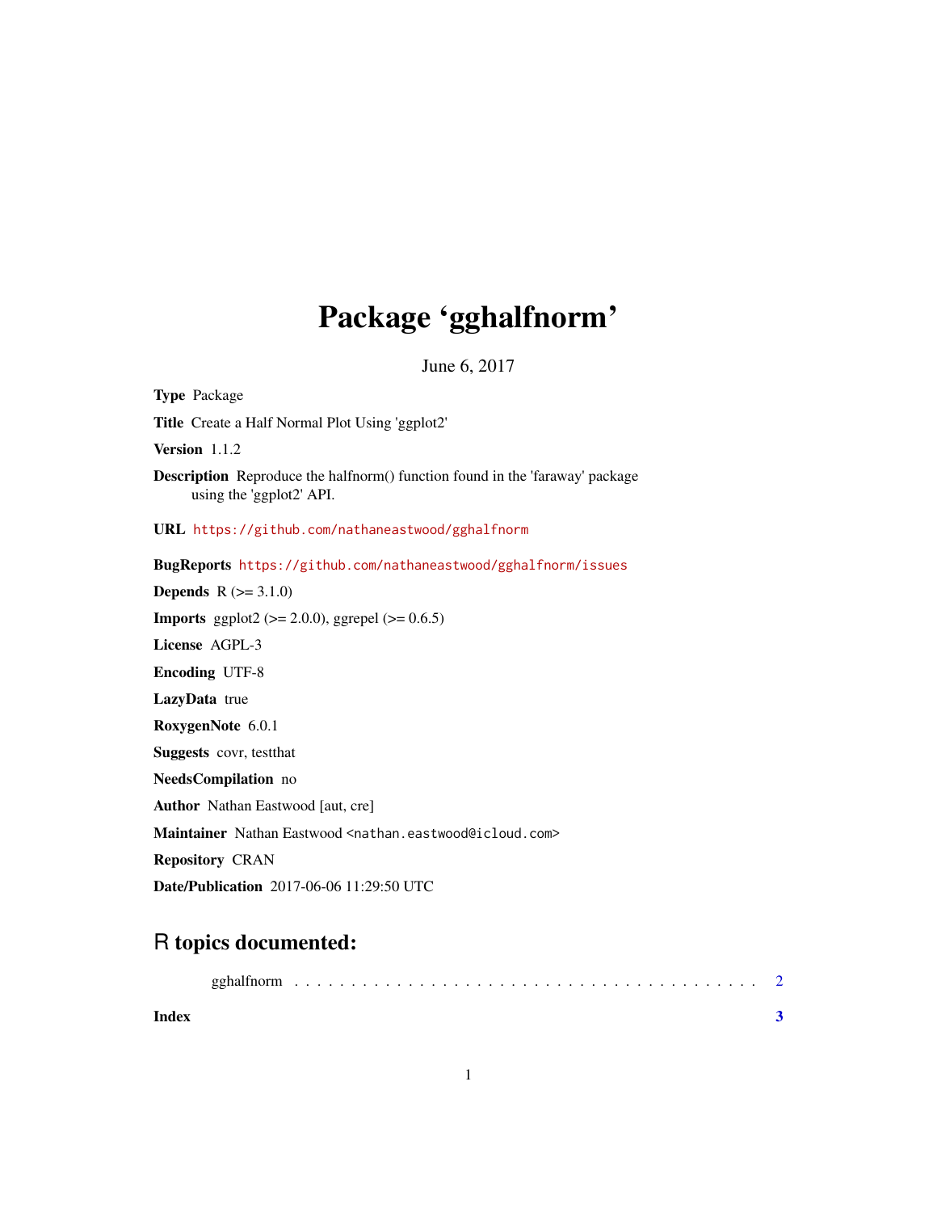# Package 'gghalfnorm'

June 6, 2017

**Type** Package

**Title** Create a Half Normal Plot Using 'ggplot2'

**Version** 1.1.2

**Description** Reproduce the halfnorm() function found in the 'faraway' package using the 'ggplot2' API.

**URL** https://github.com/nathaneastwood/gghalfnorm

**BugReports** https://github.com/nathaneastwood/gghalfnorm/issues

**Depends** R (>= 3.1.0)

**Imports** ggplot2 (>= 2.0.0), ggrepel (>= 0.6.5)

**License** AGPL-3

**Encoding** UTF-8

**LazyData** true

**RoxygenNote** 6.0.1

**Suggests** covr, testthat

**NeedsCompilation** no

**Author** Nathan Eastwood [aut, cre]

**Maintainer** Nathan Eastwood <nathan.eastwood@icloud.com>

**Repository** CRAN

**Date/Publication** 2017-06-06 11:29:50 UTC

## R topics documented:

gghalfnorm . . . . . . . . . . . . . . . . . . . . . . . . . . . . . . . . . . . . . . . . . 2

**Index** **3**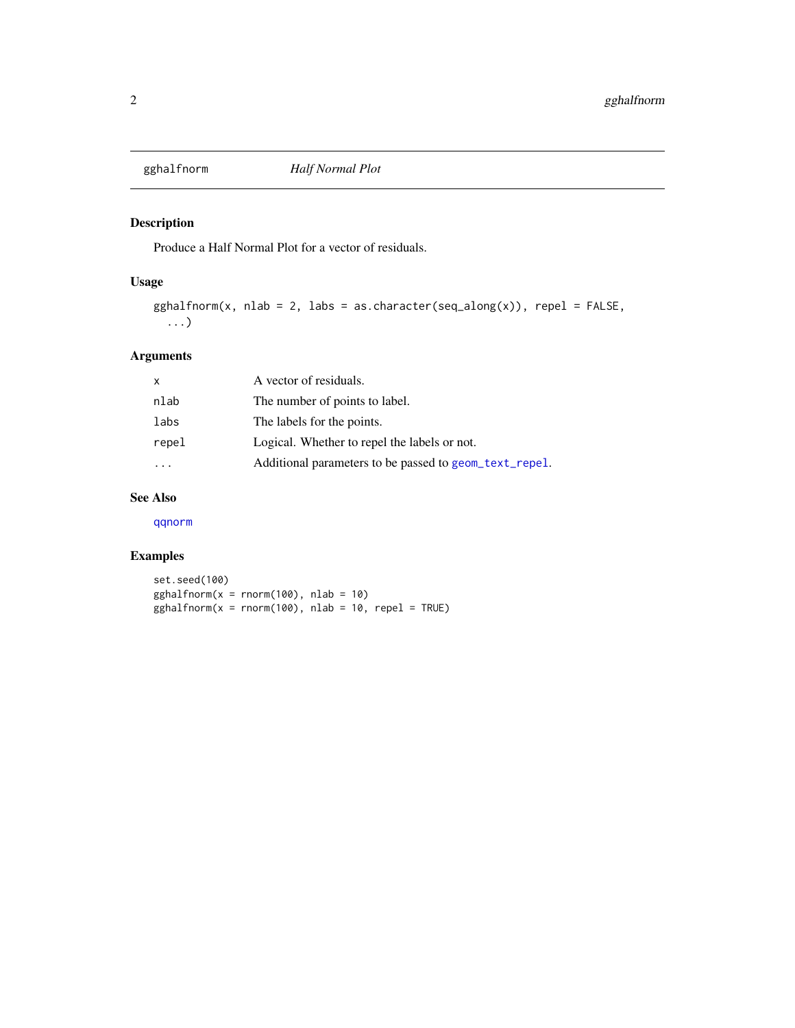# gghalfnorm — *Half Normal Plot*

## Description

Produce a Half Normal Plot for a vector of residuals.

## Usage

```
gghalfnorm(x, nlab = 2, labs = as.character(seq_along(x)), repel = FALSE,
  ...)
```

## Arguments

| | |
|---|---|
| `x` | A vector of residuals. |
| `nlab` | The number of points to label. |
| `labs` | The labels for the points. |
| `repel` | Logical. Whether to repel the labels or not. |
| `...` | Additional parameters to be passed to `geom_text_repel`. |

## See Also

`qqnorm`

## Examples

```
set.seed(100)
gghalfnorm(x = rnorm(100), nlab = 10)
gghalfnorm(x = rnorm(100), nlab = 10, repel = TRUE)
```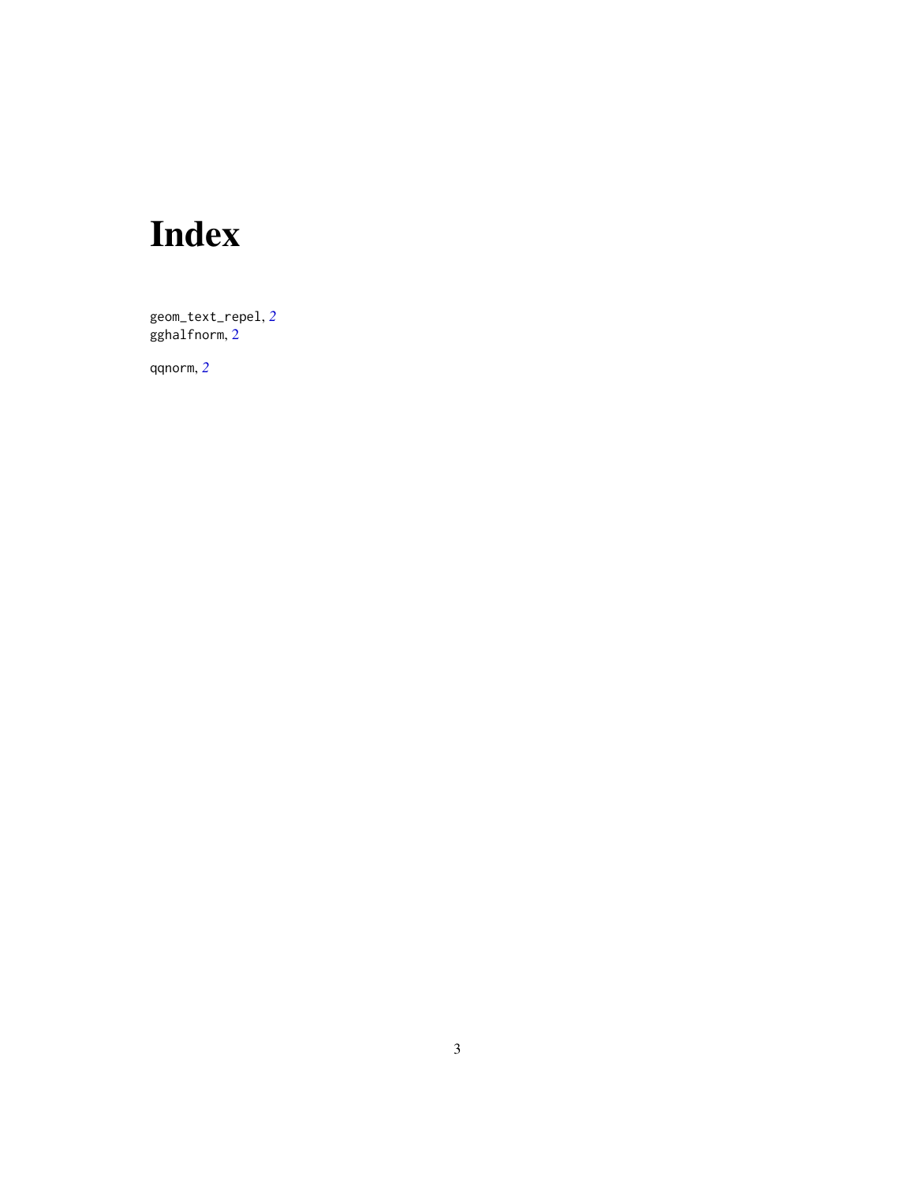# Index

geom_text_repel, *2*
gghalfnorm, 2

qqnorm, *2*